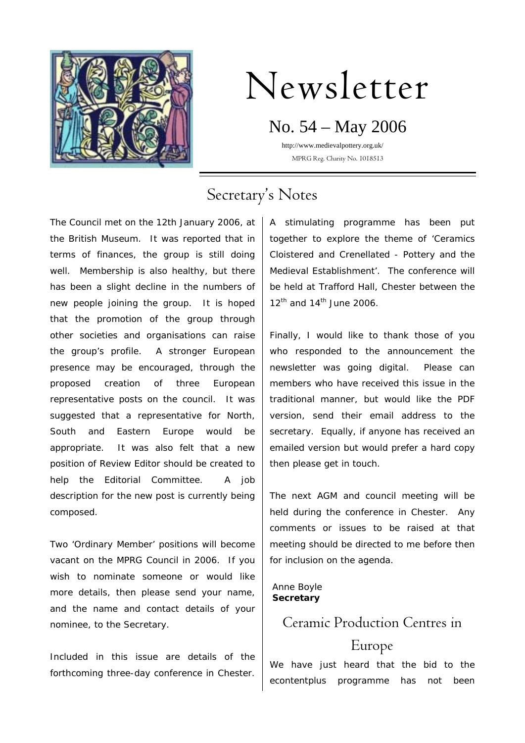# Newsletter

## No. 54 – May 2006

http://www.medievalpottery.org.uk/

MPRG Reg. Charity No. 1018513

## Secretary's Notes

The Council met on the 12th January 2006, at the British Museum. It was reported that in terms of finances, the group is still doing well. Membership is also healthy, but there has been a slight decline in the numbers of new people joining the group. It is hoped that the promotion of the group through other societies and organisations can raise the group's profile. A stronger European presence may be encouraged, through the proposed creation of three European representative posts on the council. It was suggested that a representative for North, South and Eastern Europe would be appropriate. It was also felt that a new position of Review Editor should be created to help the Editorial Committee. A job description for the new post is currently being composed.

Two 'Ordinary Member' positions will become vacant on the MPRG Council in 2006. If you wish to nominate someone or would like more details, then please send your name, and the name and contact details of your nominee, to the Secretary.

Included in this issue are details of the forthcoming three-day conference in Chester. A stimulating programme has been put together to explore the theme of 'Ceramics Cloistered and Crenellated - Pottery and the Medieval Establishment'. The conference will be held at Trafford Hall, Chester between the 12th and 14th June 2006.

Finally, I would like to thank those of you who responded to the announcement the newsletter was going digital. Please can members who have received this issue in the traditional manner, but would like the PDF version, send their email address to the secretary. Equally, if anyone has received an emailed version but would prefer a hard copy then please get in touch.

The next AGM and council meeting will be held during the conference in Chester. Any comments or issues to be raised at that meeting should be directed to me before then for inclusion on the agenda.

Anne Boyle
**Secretary**

## Ceramic Production Centres in Europe

We have just heard that the bid to the econtentplus programme has not been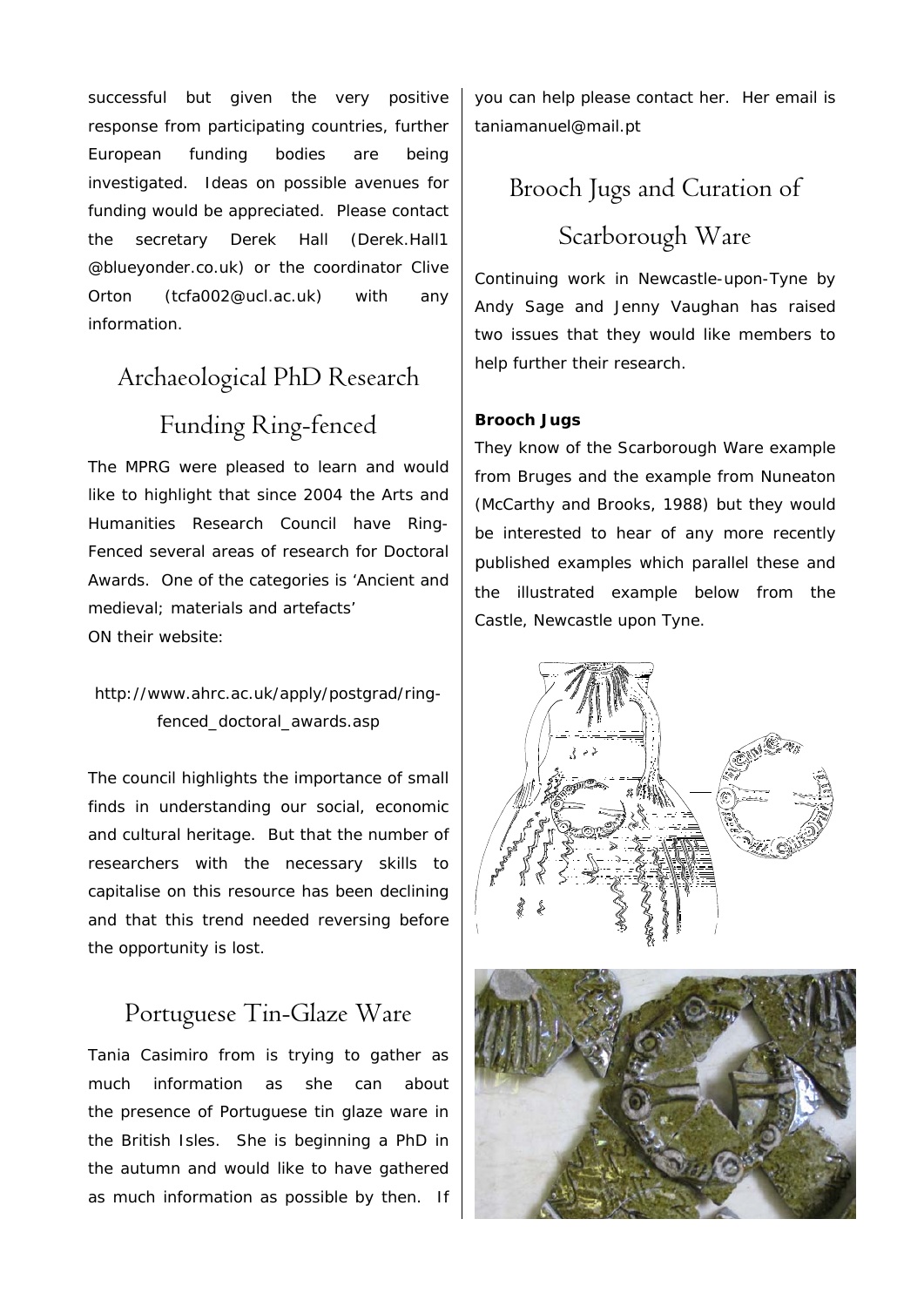successful but given the very positive response from participating countries, further European funding bodies are being investigated. Ideas on possible avenues for funding would be appreciated. Please contact the secretary Derek Hall (Derek.Hall1@blueyonder.co.uk) or the coordinator Clive Orton (tcfa002@ucl.ac.uk) with any information.

## Archaeological PhD Research Funding Ring-fenced

The MPRG were pleased to learn and would like to highlight that since 2004 the Arts and Humanities Research Council have Ring-Fenced several areas of research for Doctoral Awards. One of the categories is 'Ancient and medieval; materials and artefacts'
ON their website:

http://www.ahrc.ac.uk/apply/postgrad/ring-fenced_doctoral_awards.asp

The council highlights the importance of small finds in understanding our social, economic and cultural heritage. But that the number of researchers with the necessary skills to capitalise on this resource has been declining and that this trend needed reversing before the opportunity is lost.

## Portuguese Tin-Glaze Ware

Tania Casimiro from is trying to gather as much information as she can about the presence of Portuguese tin glaze ware in the British Isles. She is beginning a PhD in the autumn and would like to have gathered as much information as possible by then. If you can help please contact her. Her email is taniamanuel@mail.pt

## Brooch Jugs and Curation of Scarborough Ware

Continuing work in Newcastle-upon-Tyne by Andy Sage and Jenny Vaughan has raised two issues that they would like members to help further their research.

**Brooch Jugs**

They know of the Scarborough Ware example from Bruges and the example from Nuneaton (McCarthy and Brooks, 1988) but they would be interested to hear of any more recently published examples which parallel these and the illustrated example below from the Castle, Newcastle upon Tyne.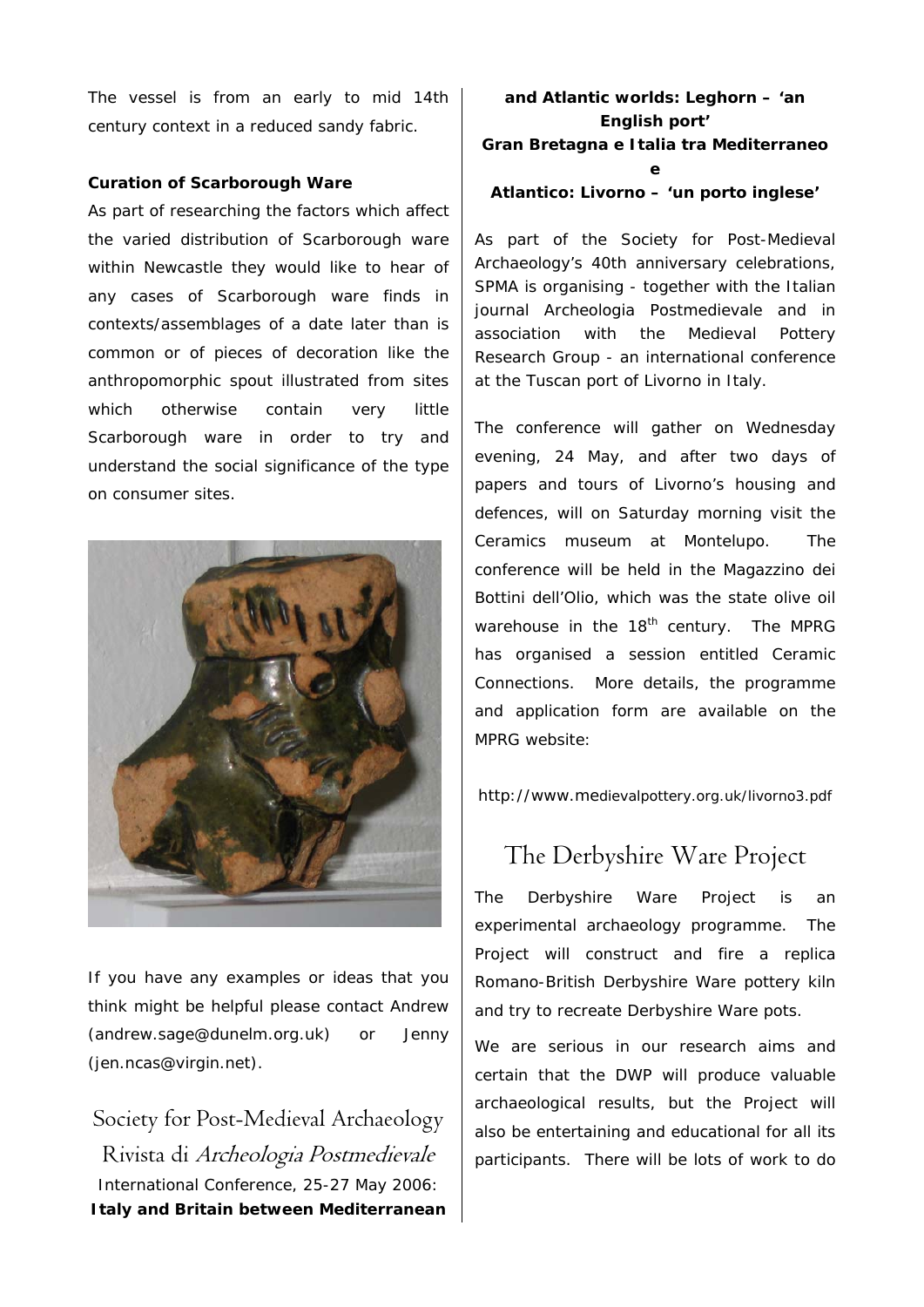The vessel is from an early to mid 14th century context in a reduced sandy fabric.

**Curation of Scarborough Ware**

As part of researching the factors which affect the varied distribution of Scarborough ware within Newcastle they would like to hear of any cases of Scarborough ware finds in contexts/assemblages of a date later than is common or of pieces of decoration like the anthropomorphic spout illustrated from sites which otherwise contain very little Scarborough ware in order to try and understand the social significance of the type on consumer sites.

If you have any examples or ideas that you think might be helpful please contact Andrew (andrew.sage@dunelm.org.uk) or Jenny (jen.ncas@virgin.net).

## Society for Post-Medieval Archaeology
## Rivista di *Archeologia Postmedievale*

International Conference, 25-27 May 2006:

**Italy and Britain between Mediterranean and Atlantic worlds: Leghorn – 'an English port'**
**Gran Bretagna e Italia tra Mediterraneo e Atlantico: Livorno – 'un porto inglese'**

As part of the Society for Post-Medieval Archaeology's 40th anniversary celebrations, SPMA is organising - together with the Italian journal Archeologia Postmedievale and in association with the Medieval Pottery Research Group - an international conference at the Tuscan port of Livorno in Italy.

The conference will gather on Wednesday evening, 24 May, and after two days of papers and tours of Livorno's housing and defences, will on Saturday morning visit the Ceramics museum at Montelupo. The conference will be held in the Magazzino dei Bottini dell'Olio, which was the state olive oil warehouse in the 18th century. The MPRG has organised a session entitled Ceramic Connections. More details, the programme and application form are available on the MPRG website:

http://www.medievalpottery.org.uk/livorno3.pdf

## The Derbyshire Ware Project

The Derbyshire Ware Project is an experimental archaeology programme. The Project will construct and fire a replica Romano-British Derbyshire Ware pottery kiln and try to recreate Derbyshire Ware pots.

We are serious in our research aims and certain that the DWP will produce valuable archaeological results, but the Project will also be entertaining and educational for all its participants. There will be lots of work to do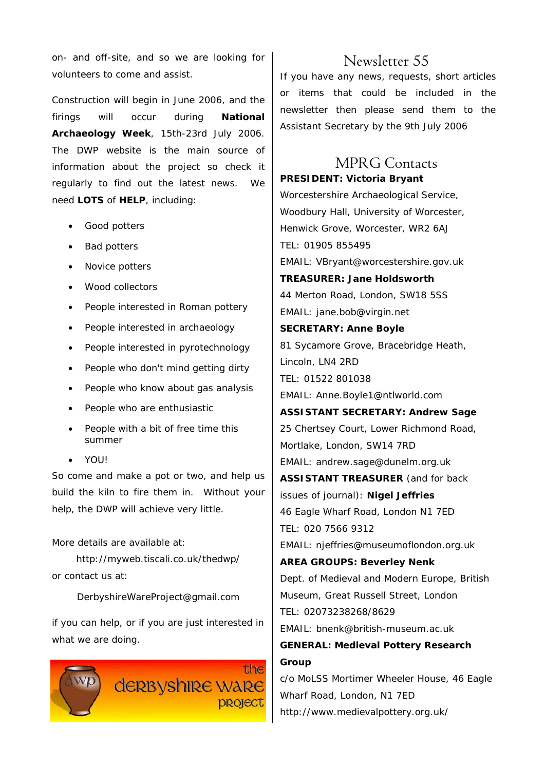on- and off-site, and so we are looking for volunteers to come and assist.

Construction will begin in June 2006, and the firings will occur during **National Archaeology Week**, 15th-23rd July 2006. The DWP website is the main source of information about the project so check it regularly to find out the latest news. We need **LOTS** of **HELP**, including:

- Good potters
- Bad potters
- Novice potters
- Wood collectors
- People interested in Roman pottery
- People interested in archaeology
- People interested in pyrotechnology
- People who don't mind getting dirty
- People who know about gas analysis
- People who are enthusiastic
- People with a bit of free time this summer
- YOU!

So come and make a pot or two, and help us build the kiln to fire them in. Without your help, the DWP will achieve very little.

More details are available at:

http://myweb.tiscali.co.uk/thedwp/

or contact us at:

DerbyshireWareProject@gmail.com

if you can help, or if you are just interested in what we are doing.

dwp the derbyshire ware project

## Newsletter 55

If you have any news, requests, short articles or items that could be included in the newsletter then please send them to the Assistant Secretary by the 9th July 2006

## MPRG Contacts

**PRESIDENT: Victoria Bryant**
Worcestershire Archaeological Service,
Woodbury Hall, University of Worcester,
Henwick Grove, Worcester, WR2 6AJ
TEL: 01905 855495
EMAIL: VBryant@worcestershire.gov.uk

**TREASURER: Jane Holdsworth**
44 Merton Road, London, SW18 5SS
EMAIL: jane.bob@virgin.net

**SECRETARY: Anne Boyle**
81 Sycamore Grove, Bracebridge Heath,
Lincoln, LN4 2RD
TEL: 01522 801038
EMAIL: Anne.Boyle1@ntlworld.com

**ASSISTANT SECRETARY: Andrew Sage**
25 Chertsey Court, Lower Richmond Road,
Mortlake, London, SW14 7RD
EMAIL: andrew.sage@dunelm.org.uk

**ASSISTANT TREASURER** (and for back issues of journal): **Nigel Jeffries**
46 Eagle Wharf Road, London N1 7ED
TEL: 020 7566 9312
EMAIL: njeffries@museumoflondon.org.uk

**AREA GROUPS: Beverley Nenk**
Dept. of Medieval and Modern Europe, British Museum, Great Russell Street, London
TEL: 02073238268/8629
EMAIL: bnenk@british-museum.ac.uk

**GENERAL: Medieval Pottery Research Group**
c/o MoLSS Mortimer Wheeler House, 46 Eagle Wharf Road, London, N1 7ED
http://www.medievalpottery.org.uk/